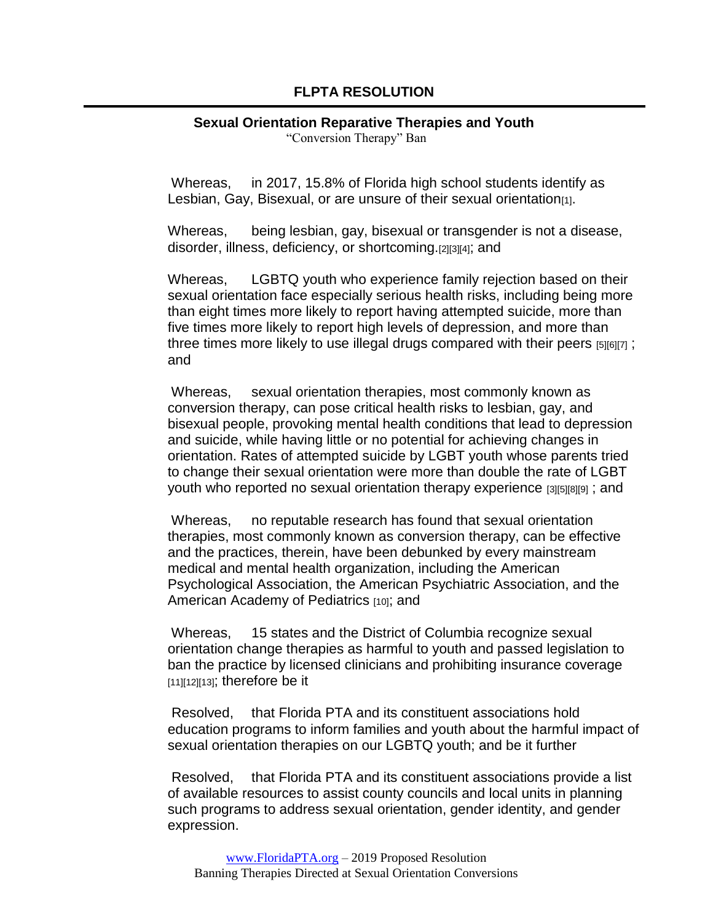# FLPTA RESOLUTION

## Sexual Orientation Reparative Therapies and Youth

"Conversion Therapy" Ban

Whereas, in 2017, 15.8% of Florida high school students identify as Lesbian, Gay, Bisexual, or are unsure of their sexual orientation[1].

Whereas, being lesbian, gay, bisexual or transgender is not a disease, disorder, illness, deficiency, or shortcoming.[2][3][4]; and

Whereas, LGBTQ youth who experience family rejection based on their sexual orientation face especially serious health risks, including being more than eight times more likely to report having attempted suicide, more than five times more likely to report high levels of depression, and more than three times more likely to use illegal drugs compared with their peers [5][6][7] ; and

Whereas, sexual orientation therapies, most commonly known as conversion therapy, can pose critical health risks to lesbian, gay, and bisexual people, provoking mental health conditions that lead to depression and suicide, while having little or no potential for achieving changes in orientation. Rates of attempted suicide by LGBT youth whose parents tried to change their sexual orientation were more than double the rate of LGBT youth who reported no sexual orientation therapy experience [3][5][8][9] ; and

Whereas, no reputable research has found that sexual orientation therapies, most commonly known as conversion therapy, can be effective and the practices, therein, have been debunked by every mainstream medical and mental health organization, including the American Psychological Association, the American Psychiatric Association, and the American Academy of Pediatrics [10]; and

Whereas, 15 states and the District of Columbia recognize sexual orientation change therapies as harmful to youth and passed legislation to ban the practice by licensed clinicians and prohibiting insurance coverage [11][12][13]; therefore be it

Resolved, that Florida PTA and its constituent associations hold education programs to inform families and youth about the harmful impact of sexual orientation therapies on our LGBTQ youth; and be it further

Resolved, that Florida PTA and its constituent associations provide a list of available resources to assist county councils and local units in planning such programs to address sexual orientation, gender identity, and gender expression.

www.FloridaPTA.org – 2019 Proposed Resolution
Banning Therapies Directed at Sexual Orientation Conversions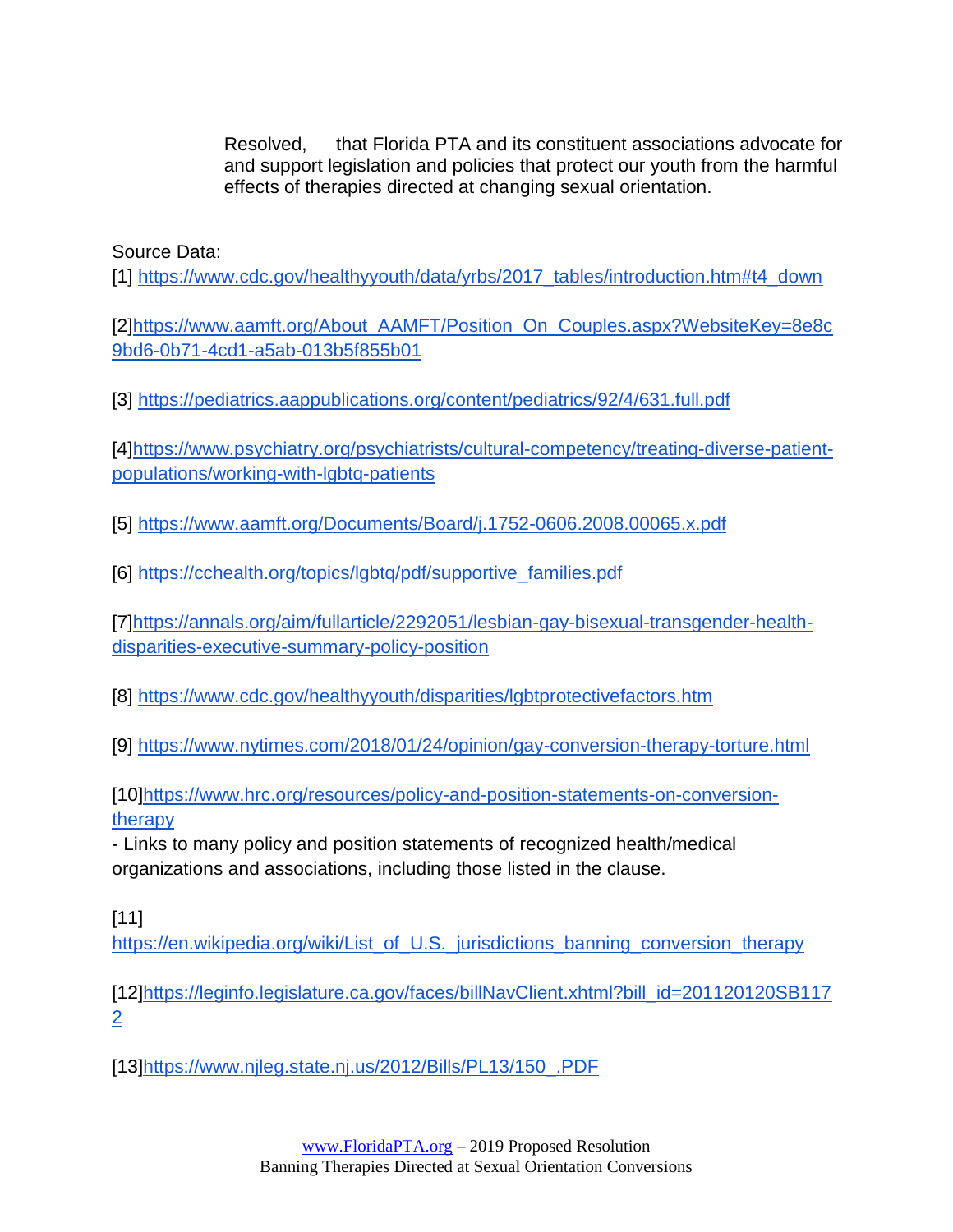Resolved, that Florida PTA and its constituent associations advocate for and support legislation and policies that protect our youth from the harmful effects of therapies directed at changing sexual orientation.

Source Data:

[1] https://www.cdc.gov/healthyyouth/data/yrbs/2017_tables/introduction.htm#t4_down

[2] https://www.aamft.org/About_AAMFT/Position_On_Couples.aspx?WebsiteKey=8e8c9bd6-0b71-4cd1-a5ab-013b5f855b01

[3] https://pediatrics.aappublications.org/content/pediatrics/92/4/631.full.pdf

[4] https://www.psychiatry.org/psychiatrists/cultural-competency/treating-diverse-patient-populations/working-with-lgbtq-patients

[5] https://www.aamft.org/Documents/Board/j.1752-0606.2008.00065.x.pdf

[6] https://cchealth.org/topics/lgbtq/pdf/supportive_families.pdf

[7] https://annals.org/aim/fullarticle/2292051/lesbian-gay-bisexual-transgender-health-disparities-executive-summary-policy-position

[8] https://www.cdc.gov/healthyyouth/disparities/lgbtprotectivefactors.htm

[9] https://www.nytimes.com/2018/01/24/opinion/gay-conversion-therapy-torture.html

[10] https://www.hrc.org/resources/policy-and-position-statements-on-conversion-therapy
- Links to many policy and position statements of recognized health/medical organizations and associations, including those listed in the clause.

[11] https://en.wikipedia.org/wiki/List_of_U.S._jurisdictions_banning_conversion_therapy

[12] https://leginfo.legislature.ca.gov/faces/billNavClient.xhtml?bill_id=201120120SB1172

[13] https://www.njleg.state.nj.us/2012/Bills/PL13/150_.PDF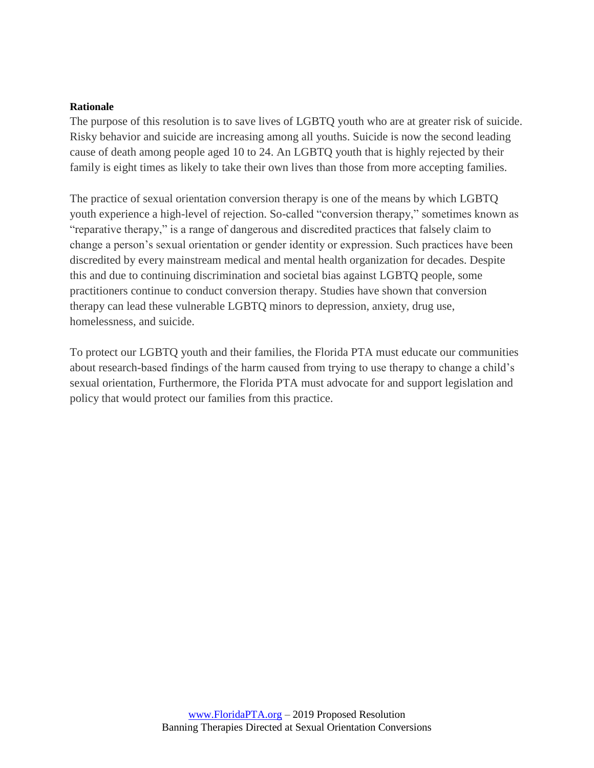**Rationale**

The purpose of this resolution is to save lives of LGBTQ youth who are at greater risk of suicide. Risky behavior and suicide are increasing among all youths. Suicide is now the second leading cause of death among people aged 10 to 24. An LGBTQ youth that is highly rejected by their family is eight times as likely to take their own lives than those from more accepting families.

The practice of sexual orientation conversion therapy is one of the means by which LGBTQ youth experience a high-level of rejection. So-called "conversion therapy," sometimes known as "reparative therapy," is a range of dangerous and discredited practices that falsely claim to change a person's sexual orientation or gender identity or expression. Such practices have been discredited by every mainstream medical and mental health organization for decades. Despite this and due to continuing discrimination and societal bias against LGBTQ people, some practitioners continue to conduct conversion therapy. Studies have shown that conversion therapy can lead these vulnerable LGBTQ minors to depression, anxiety, drug use, homelessness, and suicide.

To protect our LGBTQ youth and their families, the Florida PTA must educate our communities about research-based findings of the harm caused from trying to use therapy to change a child's sexual orientation, Furthermore, the Florida PTA must advocate for and support legislation and policy that would protect our families from this practice.